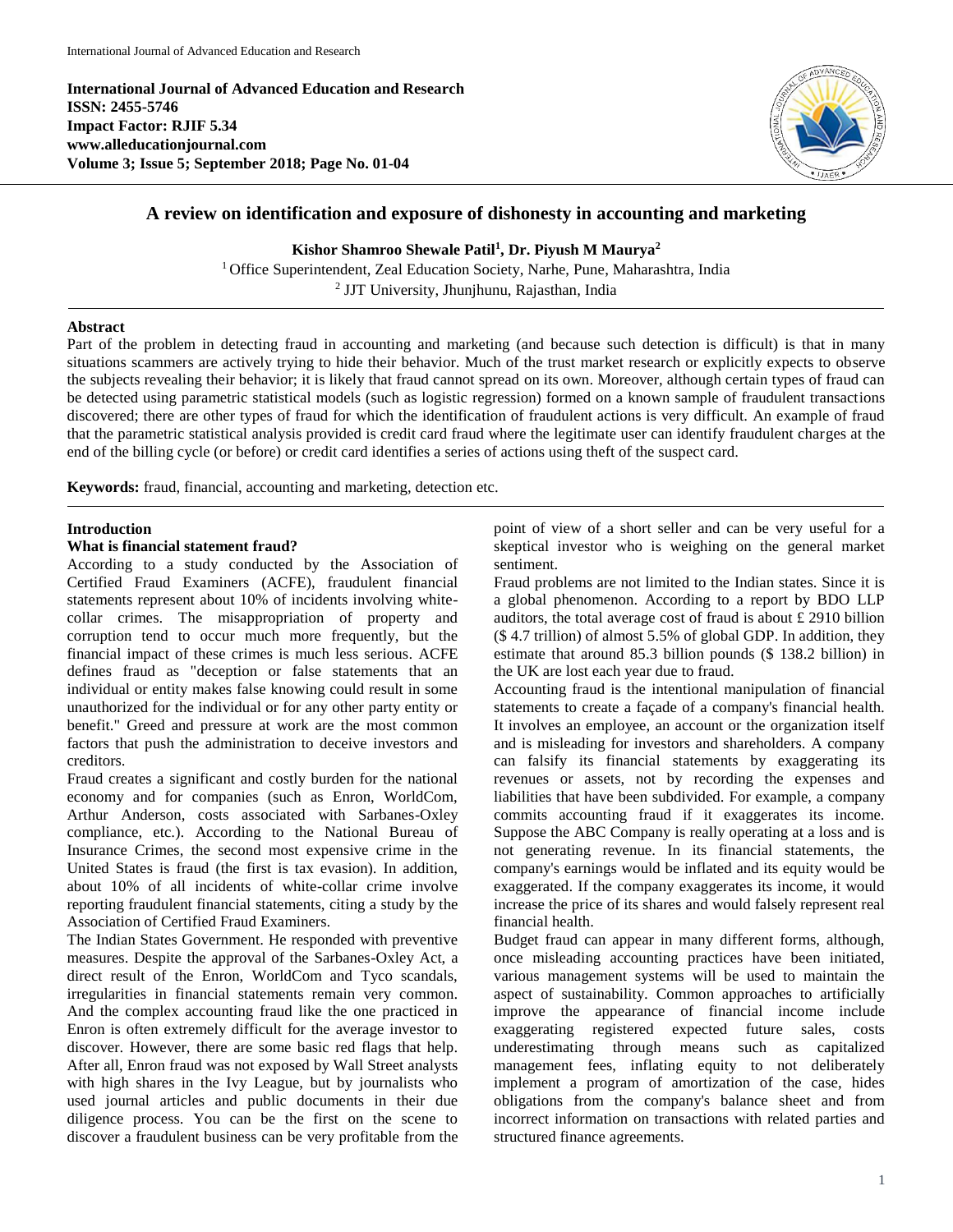International Journal of Advanced Education and Research
ISSN: 2455-5746
Impact Factor: RJIF 5.34
www.alleducationjournal.com
Volume 3; Issue 5; September 2018; Page No. 01-04

# A review on identification and exposure of dishonesty in accounting and marketing

**Kishor Shamroo Shewale Patil[1], Dr. Piyush M Maurya[2]**

[1] Office Superintendent, Zeal Education Society, Narhe, Pune, Maharashtra, India
[2] JJT University, Jhunjhunu, Rajasthan, India

**Abstract**

Part of the problem in detecting fraud in accounting and marketing (and because such detection is difficult) is that in many situations scammers are actively trying to hide their behavior. Much of the trust market research or explicitly expects to observe the subjects revealing their behavior; it is likely that fraud cannot spread on its own. Moreover, although certain types of fraud can be detected using parametric statistical models (such as logistic regression) formed on a known sample of fraudulent transactions discovered; there are other types of fraud for which the identification of fraudulent actions is very difficult. An example of fraud that the parametric statistical analysis provided is credit card fraud where the legitimate user can identify fraudulent charges at the end of the billing cycle (or before) or credit card identifies a series of actions using theft of the suspect card.

**Keywords:** fraud, financial, accounting and marketing, detection etc.

## Introduction

### What is financial statement fraud?

According to a study conducted by the Association of Certified Fraud Examiners (ACFE), fraudulent financial statements represent about 10% of incidents involving white-collar crimes. The misappropriation of property and corruption tend to occur much more frequently, but the financial impact of these crimes is much less serious. ACFE defines fraud as "deception or false statements that an individual or entity makes false knowing could result in some unauthorized for the individual or for any other party entity or benefit." Greed and pressure at work are the most common factors that push the administration to deceive investors and creditors.

Fraud creates a significant and costly burden for the national economy and for companies (such as Enron, WorldCom, Arthur Anderson, costs associated with Sarbanes-Oxley compliance, etc.). According to the National Bureau of Insurance Crimes, the second most expensive crime in the United States is fraud (the first is tax evasion). In addition, about 10% of all incidents of white-collar crime involve reporting fraudulent financial statements, citing a study by the Association of Certified Fraud Examiners.

The Indian States Government. He responded with preventive measures. Despite the approval of the Sarbanes-Oxley Act, a direct result of the Enron, WorldCom and Tyco scandals, irregularities in financial statements remain very common. And the complex accounting fraud like the one practiced in Enron is often extremely difficult for the average investor to discover. However, there are some basic red flags that help. After all, Enron fraud was not exposed by Wall Street analysts with high shares in the Ivy League, but by journalists who used journal articles and public documents in their due diligence process. You can be the first on the scene to discover a fraudulent business can be very profitable from the point of view of a short seller and can be very useful for a skeptical investor who is weighing on the general market sentiment.

Fraud problems are not limited to the Indian states. Since it is a global phenomenon. According to a report by BDO LLP auditors, the total average cost of fraud is about £ 2910 billion ($ 4.7 trillion) of almost 5.5% of global GDP. In addition, they estimate that around 85.3 billion pounds ($ 138.2 billion) in the UK are lost each year due to fraud.

Accounting fraud is the intentional manipulation of financial statements to create a façade of a company's financial health. It involves an employee, an account or the organization itself and is misleading for investors and shareholders. A company can falsify its financial statements by exaggerating its revenues or assets, not by recording the expenses and liabilities that have been subdivided. For example, a company commits accounting fraud if it exaggerates its income. Suppose the ABC Company is really operating at a loss and is not generating revenue. In its financial statements, the company's earnings would be inflated and its equity would be exaggerated. If the company exaggerates its income, it would increase the price of its shares and would falsely represent real financial health.

Budget fraud can appear in many different forms, although, once misleading accounting practices have been initiated, various management systems will be used to maintain the aspect of sustainability. Common approaches to artificially improve the appearance of financial income include exaggerating registered expected future sales, costs underestimating through means such as capitalized management fees, inflating equity to not deliberately implement a program of amortization of the case, hides obligations from the company's balance sheet and from incorrect information on transactions with related parties and structured finance agreements.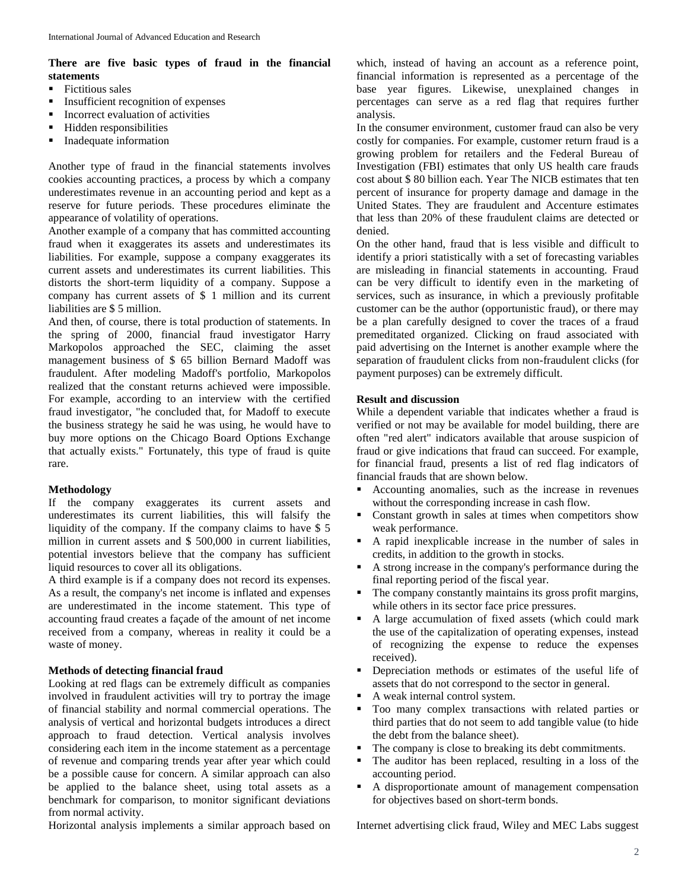**There are five basic types of fraud in the financial statements**

- Fictitious sales
- Insufficient recognition of expenses
- Incorrect evaluation of activities
- Hidden responsibilities
- Inadequate information

Another type of fraud in the financial statements involves cookies accounting practices, a process by which a company underestimates revenue in an accounting period and kept as a reserve for future periods. These procedures eliminate the appearance of volatility of operations.

Another example of a company that has committed accounting fraud when it exaggerates its assets and underestimates its liabilities. For example, suppose a company exaggerates its current assets and underestimates its current liabilities. This distorts the short-term liquidity of a company. Suppose a company has current assets of $ 1 million and its current liabilities are $ 5 million.

And then, of course, there is total production of statements. In the spring of 2000, financial fraud investigator Harry Markopolos approached the SEC, claiming the asset management business of $ 65 billion Bernard Madoff was fraudulent. After modeling Madoff's portfolio, Markopolos realized that the constant returns achieved were impossible. For example, according to an interview with the certified fraud investigator, "he concluded that, for Madoff to execute the business strategy he said he was using, he would have to buy more options on the Chicago Board Options Exchange that actually exists." Fortunately, this type of fraud is quite rare.

**Methodology**

If the company exaggerates its current assets and underestimates its current liabilities, this will falsify the liquidity of the company. If the company claims to have $ 5 million in current assets and $ 500,000 in current liabilities, potential investors believe that the company has sufficient liquid resources to cover all its obligations.

A third example is if a company does not record its expenses. As a result, the company's net income is inflated and expenses are underestimated in the income statement. This type of accounting fraud creates a façade of the amount of net income received from a company, whereas in reality it could be a waste of money.

**Methods of detecting financial fraud**

Looking at red flags can be extremely difficult as companies involved in fraudulent activities will try to portray the image of financial stability and normal commercial operations. The analysis of vertical and horizontal budgets introduces a direct approach to fraud detection. Vertical analysis involves considering each item in the income statement as a percentage of revenue and comparing trends year after year which could be a possible cause for concern. A similar approach can also be applied to the balance sheet, using total assets as a benchmark for comparison, to monitor significant deviations from normal activity.

Horizontal analysis implements a similar approach based on which, instead of having an account as a reference point, financial information is represented as a percentage of the base year figures. Likewise, unexplained changes in percentages can serve as a red flag that requires further analysis.

In the consumer environment, customer fraud can also be very costly for companies. For example, customer return fraud is a growing problem for retailers and the Federal Bureau of Investigation (FBI) estimates that only US health care frauds cost about $ 80 billion each. Year The NICB estimates that ten percent of insurance for property damage and damage in the United States. They are fraudulent and Accenture estimates that less than 20% of these fraudulent claims are detected or denied.

On the other hand, fraud that is less visible and difficult to identify a priori statistically with a set of forecasting variables are misleading in financial statements in accounting. Fraud can be very difficult to identify even in the marketing of services, such as insurance, in which a previously profitable customer can be the author (opportunistic fraud), or there may be a plan carefully designed to cover the traces of a fraud premeditated organized. Clicking on fraud associated with paid advertising on the Internet is another example where the separation of fraudulent clicks from non-fraudulent clicks (for payment purposes) can be extremely difficult.

**Result and discussion**

While a dependent variable that indicates whether a fraud is verified or not may be available for model building, there are often "red alert" indicators available that arouse suspicion of fraud or give indications that fraud can succeed. For example, for financial fraud, presents a list of red flag indicators of financial frauds that are shown below.

- Accounting anomalies, such as the increase in revenues without the corresponding increase in cash flow.
- Constant growth in sales at times when competitors show weak performance.
- A rapid inexplicable increase in the number of sales in credits, in addition to the growth in stocks.
- A strong increase in the company's performance during the final reporting period of the fiscal year.
- The company constantly maintains its gross profit margins, while others in its sector face price pressures.
- A large accumulation of fixed assets (which could mark the use of the capitalization of operating expenses, instead of recognizing the expense to reduce the expenses received).
- Depreciation methods or estimates of the useful life of assets that do not correspond to the sector in general.
- A weak internal control system.
- Too many complex transactions with related parties or third parties that do not seem to add tangible value (to hide the debt from the balance sheet).
- The company is close to breaking its debt commitments.
- The auditor has been replaced, resulting in a loss of the accounting period.
- A disproportionate amount of management compensation for objectives based on short-term bonds.

Internet advertising click fraud, Wiley and MEC Labs suggest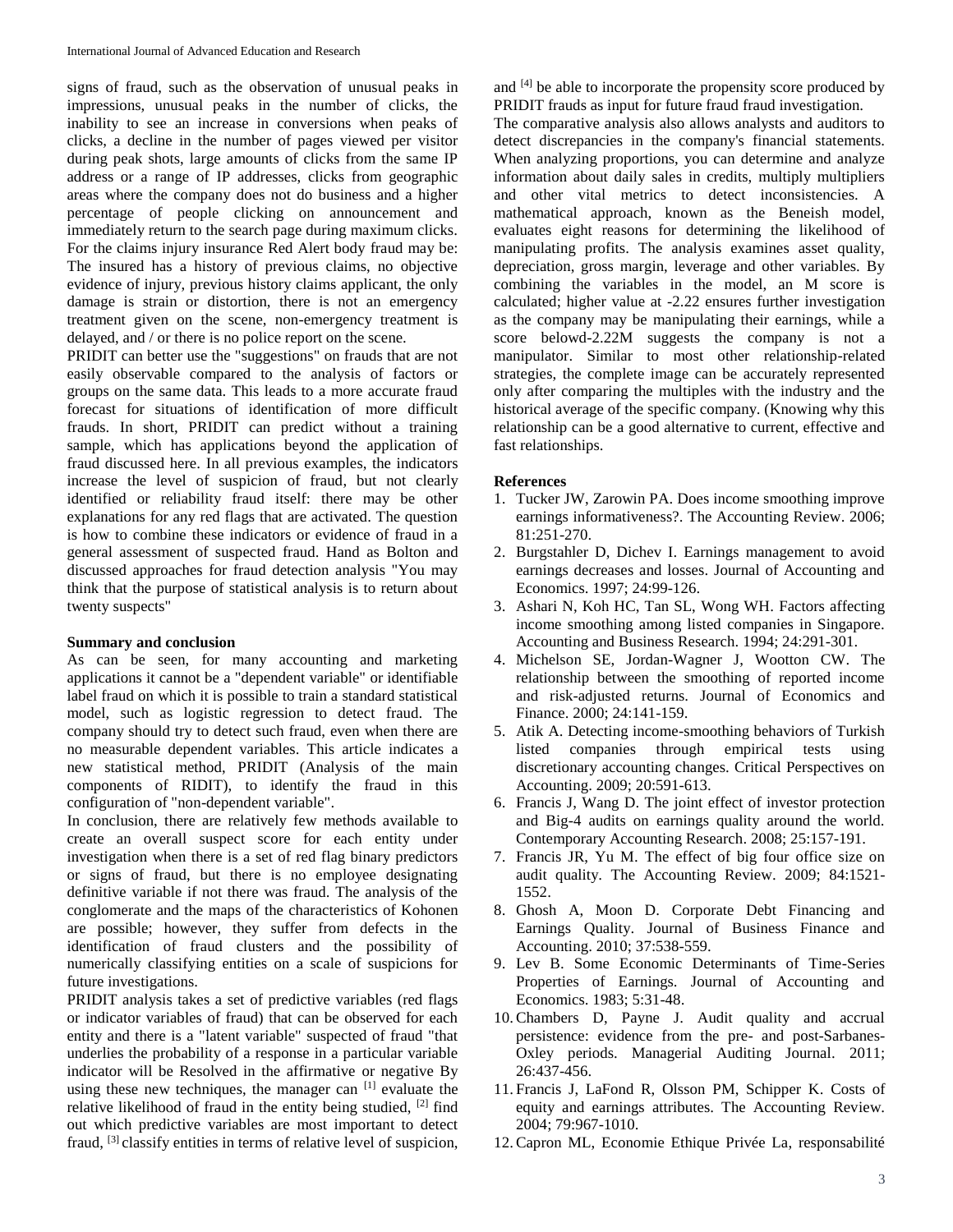signs of fraud, such as the observation of unusual peaks in impressions, unusual peaks in the number of clicks, the inability to see an increase in conversions when peaks of clicks, a decline in the number of pages viewed per visitor during peak shots, large amounts of clicks from the same IP address or a range of IP addresses, clicks from geographic areas where the company does not do business and a higher percentage of people clicking on announcement and immediately return to the search page during maximum clicks. For the claims injury insurance Red Alert body fraud may be: The insured has a history of previous claims, no objective evidence of injury, previous history claims applicant, the only damage is strain or distortion, there is not an emergency treatment given on the scene, non-emergency treatment is delayed, and / or there is no police report on the scene.

PRIDIT can better use the "suggestions" on frauds that are not easily observable compared to the analysis of factors or groups on the same data. This leads to a more accurate fraud forecast for situations of identification of more difficult frauds. In short, PRIDIT can predict without a training sample, which has applications beyond the application of fraud discussed here. In all previous examples, the indicators increase the level of suspicion of fraud, but not clearly identified or reliability fraud itself: there may be other explanations for any red flags that are activated. The question is how to combine these indicators or evidence of fraud in a general assessment of suspected fraud. Hand as Bolton and discussed approaches for fraud detection analysis "You may think that the purpose of statistical analysis is to return about twenty suspects"

**Summary and conclusion**

As can be seen, for many accounting and marketing applications it cannot be a "dependent variable" or identifiable label fraud on which it is possible to train a standard statistical model, such as logistic regression to detect fraud. The company should try to detect such fraud, even when there are no measurable dependent variables. This article indicates a new statistical method, PRIDIT (Analysis of the main components of RIDIT), to identify the fraud in this configuration of "non-dependent variable".

In conclusion, there are relatively few methods available to create an overall suspect score for each entity under investigation when there is a set of red flag binary predictors or signs of fraud, but there is no employee designating definitive variable if not there was fraud. The analysis of the conglomerate and the maps of the characteristics of Kohonen are possible; however, they suffer from defects in the identification of fraud clusters and the possibility of numerically classifying entities on a scale of suspicions for future investigations.

PRIDIT analysis takes a set of predictive variables (red flags or indicator variables of fraud) that can be observed for each entity and there is a "latent variable" suspected of fraud "that underlies the probability of a response in a particular variable indicator will be Resolved in the affirmative or negative By using these new techniques, the manager can [1] evaluate the relative likelihood of fraud in the entity being studied, [2] find out which predictive variables are most important to detect fraud, [3] classify entities in terms of relative level of suspicion, and [4] be able to incorporate the propensity score produced by PRIDIT frauds as input for future fraud fraud investigation.

The comparative analysis also allows analysts and auditors to detect discrepancies in the company's financial statements. When analyzing proportions, you can determine and analyze information about daily sales in credits, multiply multipliers and other vital metrics to detect inconsistencies. A mathematical approach, known as the Beneish model, evaluates eight reasons for determining the likelihood of manipulating profits. The analysis examines asset quality, depreciation, gross margin, leverage and other variables. By combining the variables in the model, an M score is calculated; higher value at -2.22 ensures further investigation as the company may be manipulating their earnings, while a score belowd-2.22M suggests the company is not a manipulator. Similar to most other relationship-related strategies, the complete image can be accurately represented only after comparing the multiples with the industry and the historical average of the specific company. (Knowing why this relationship can be a good alternative to current, effective and fast relationships.

**References**

1. Tucker JW, Zarowin PA. Does income smoothing improve earnings informativeness?. The Accounting Review. 2006; 81:251-270.
2. Burgstahler D, Dichev I. Earnings management to avoid earnings decreases and losses. Journal of Accounting and Economics. 1997; 24:99-126.
3. Ashari N, Koh HC, Tan SL, Wong WH. Factors affecting income smoothing among listed companies in Singapore. Accounting and Business Research. 1994; 24:291-301.
4. Michelson SE, Jordan-Wagner J, Wootton CW. The relationship between the smoothing of reported income and risk-adjusted returns. Journal of Economics and Finance. 2000; 24:141-159.
5. Atik A. Detecting income-smoothing behaviors of Turkish listed companies through empirical tests using discretionary accounting changes. Critical Perspectives on Accounting. 2009; 20:591-613.
6. Francis J, Wang D. The joint effect of investor protection and Big-4 audits on earnings quality around the world. Contemporary Accounting Research. 2008; 25:157-191.
7. Francis JR, Yu M. The effect of big four office size on audit quality. The Accounting Review. 2009; 84:1521-1552.
8. Ghosh A, Moon D. Corporate Debt Financing and Earnings Quality. Journal of Business Finance and Accounting. 2010; 37:538-559.
9. Lev B. Some Economic Determinants of Time-Series Properties of Earnings. Journal of Accounting and Economics. 1983; 5:31-48.
10. Chambers D, Payne J. Audit quality and accrual persistence: evidence from the pre- and post-Sarbanes-Oxley periods. Managerial Auditing Journal. 2011; 26:437-456.
11. Francis J, LaFond R, Olsson PM, Schipper K. Costs of equity and earnings attributes. The Accounting Review. 2004; 79:967-1010.
12. Capron ML, Economie Ethique Privée La, responsabilité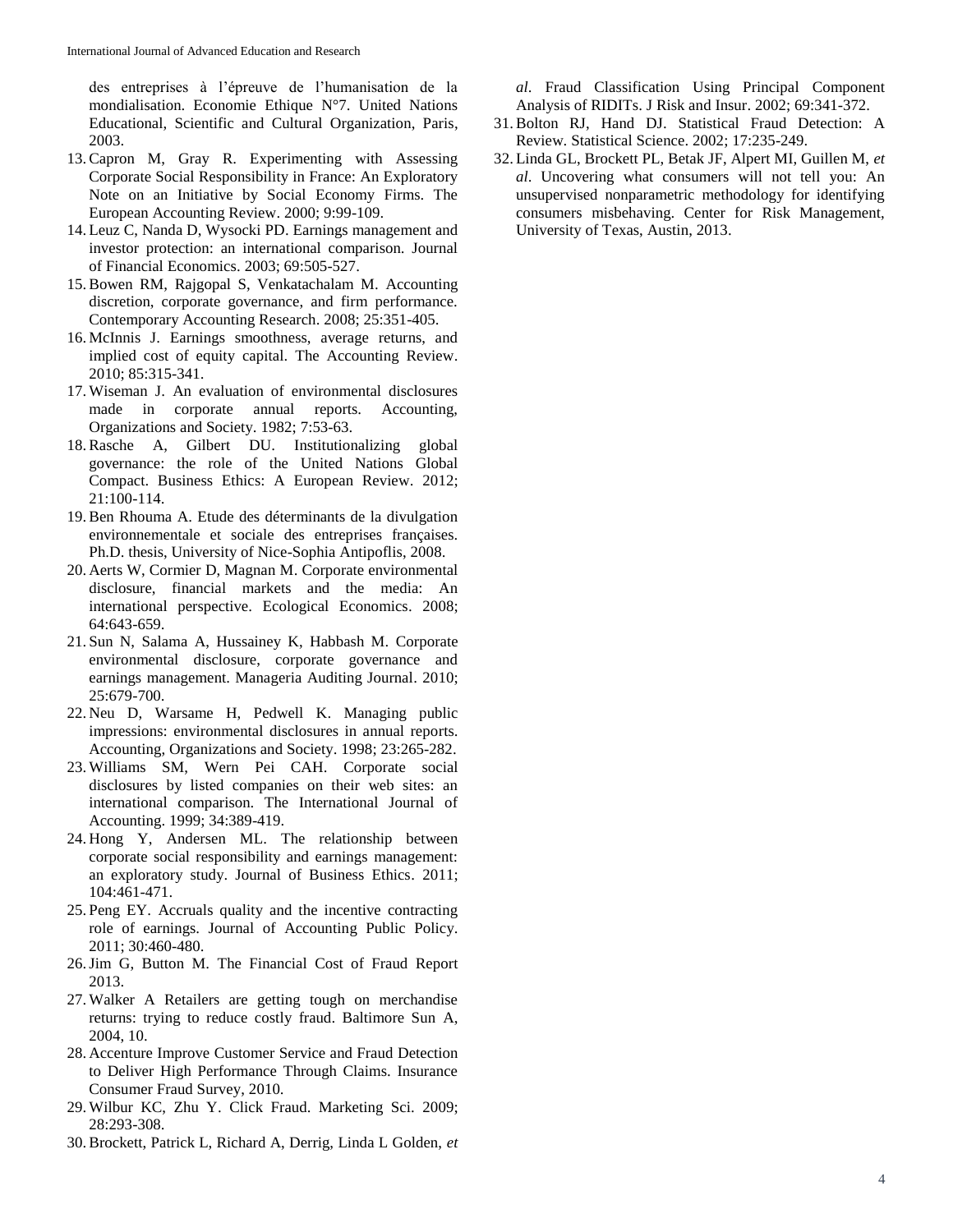des entreprises à l'épreuve de l'humanisation de la mondialisation. Economie Ethique N°7. United Nations Educational, Scientific and Cultural Organization, Paris, 2003.

13. Capron M, Gray R. Experimenting with Assessing Corporate Social Responsibility in France: An Exploratory Note on an Initiative by Social Economy Firms. The European Accounting Review. 2000; 9:99-109.
14. Leuz C, Nanda D, Wysocki PD. Earnings management and investor protection: an international comparison. Journal of Financial Economics. 2003; 69:505-527.
15. Bowen RM, Rajgopal S, Venkatachalam M. Accounting discretion, corporate governance, and firm performance. Contemporary Accounting Research. 2008; 25:351-405.
16. McInnis J. Earnings smoothness, average returns, and implied cost of equity capital. The Accounting Review. 2010; 85:315-341.
17. Wiseman J. An evaluation of environmental disclosures made in corporate annual reports. Accounting, Organizations and Society. 1982; 7:53-63.
18. Rasche A, Gilbert DU. Institutionalizing global governance: the role of the United Nations Global Compact. Business Ethics: A European Review. 2012; 21:100-114.
19. Ben Rhouma A. Etude des déterminants de la divulgation environnementale et sociale des entreprises françaises. Ph.D. thesis, University of Nice-Sophia Antipoflis, 2008.
20. Aerts W, Cormier D, Magnan M. Corporate environmental disclosure, financial markets and the media: An international perspective. Ecological Economics. 2008; 64:643-659.
21. Sun N, Salama A, Hussainey K, Habbash M. Corporate environmental disclosure, corporate governance and earnings management. Manageria Auditing Journal. 2010; 25:679-700.
22. Neu D, Warsame H, Pedwell K. Managing public impressions: environmental disclosures in annual reports. Accounting, Organizations and Society. 1998; 23:265-282.
23. Williams SM, Wern Pei CAH. Corporate social disclosures by listed companies on their web sites: an international comparison. The International Journal of Accounting. 1999; 34:389-419.
24. Hong Y, Andersen ML. The relationship between corporate social responsibility and earnings management: an exploratory study. Journal of Business Ethics. 2011; 104:461-471.
25. Peng EY. Accruals quality and the incentive contracting role of earnings. Journal of Accounting Public Policy. 2011; 30:460-480.
26. Jim G, Button M. The Financial Cost of Fraud Report 2013.
27. Walker A Retailers are getting tough on merchandise returns: trying to reduce costly fraud. Baltimore Sun A, 2004, 10.
28. Accenture Improve Customer Service and Fraud Detection to Deliver High Performance Through Claims. Insurance Consumer Fraud Survey, 2010.
29. Wilbur KC, Zhu Y. Click Fraud. Marketing Sci. 2009; 28:293-308.
30. Brockett, Patrick L, Richard A, Derrig, Linda L Golden, *et al*. Fraud Classification Using Principal Component Analysis of RIDITs. J Risk and Insur. 2002; 69:341-372.
31. Bolton RJ, Hand DJ. Statistical Fraud Detection: A Review. Statistical Science. 2002; 17:235-249.
32. Linda GL, Brockett PL, Betak JF, Alpert MI, Guillen M, *et al*. Uncovering what consumers will not tell you: An unsupervised nonparametric methodology for identifying consumers misbehaving. Center for Risk Management, University of Texas, Austin, 2013.